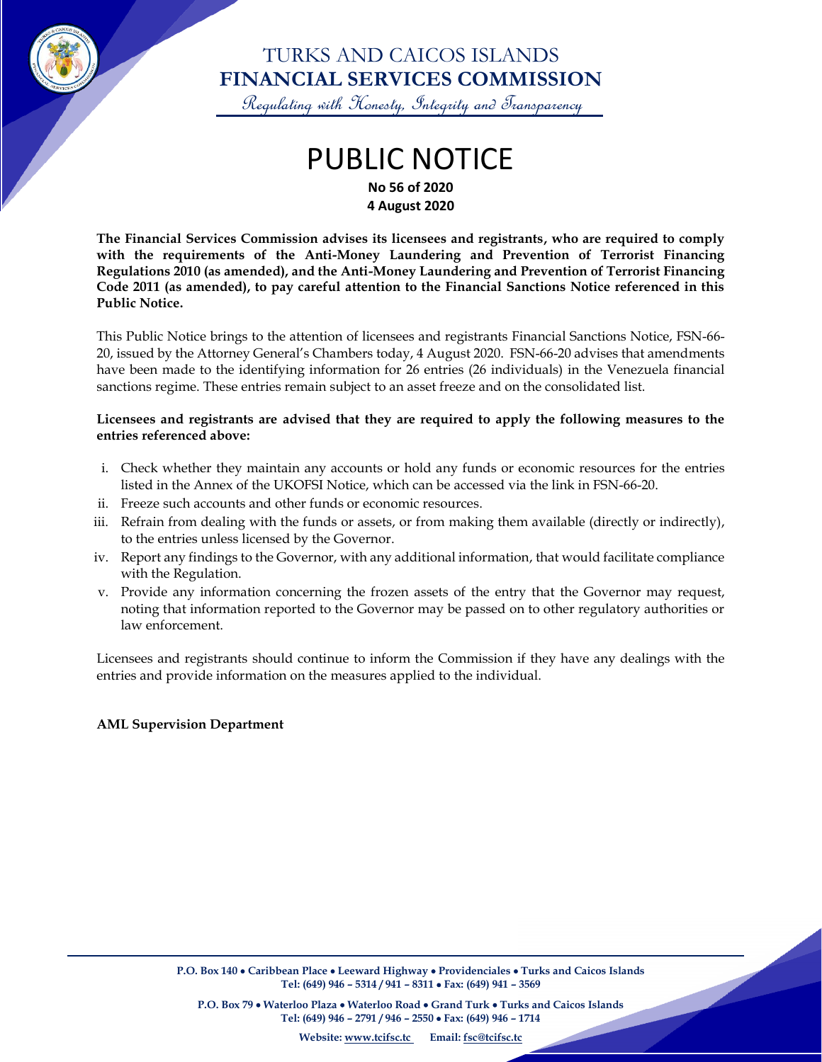# TURKS AND CAICOS ISLANDS
# FINANCIAL SERVICES COMMISSION

*Regulating with Honesty, Integrity and Transparency*

# PUBLIC NOTICE

**No 56 of 2020**
**4 August 2020**

**The Financial Services Commission advises its licensees and registrants, who are required to comply with the requirements of the Anti-Money Laundering and Prevention of Terrorist Financing Regulations 2010 (as amended), and the Anti-Money Laundering and Prevention of Terrorist Financing Code 2011 (as amended), to pay careful attention to the Financial Sanctions Notice referenced in this Public Notice.**

This Public Notice brings to the attention of licensees and registrants Financial Sanctions Notice, FSN-66-20, issued by the Attorney General's Chambers today, 4 August 2020. FSN-66-20 advises that amendments have been made to the identifying information for 26 entries (26 individuals) in the Venezuela financial sanctions regime. These entries remain subject to an asset freeze and on the consolidated list.

**Licensees and registrants are advised that they are required to apply the following measures to the entries referenced above:**

i. Check whether they maintain any accounts or hold any funds or economic resources for the entries listed in the Annex of the UKOFSI Notice, which can be accessed via the link in FSN-66-20.
ii. Freeze such accounts and other funds or economic resources.
iii. Refrain from dealing with the funds or assets, or from making them available (directly or indirectly), to the entries unless licensed by the Governor.
iv. Report any findings to the Governor, with any additional information, that would facilitate compliance with the Regulation.
v. Provide any information concerning the frozen assets of the entry that the Governor may request, noting that information reported to the Governor may be passed on to other regulatory authorities or law enforcement.

Licensees and registrants should continue to inform the Commission if they have any dealings with the entries and provide information on the measures applied to the individual.

**AML Supervision Department**

**P.O. Box 140 • Caribbean Place • Leeward Highway • Providenciales • Turks and Caicos Islands**
**Tel: (649) 946 – 5314 / 941 – 8311 • Fax: (649) 941 – 3569**

**P.O. Box 79 • Waterloo Plaza • Waterloo Road • Grand Turk • Turks and Caicos Islands**
**Tel: (649) 946 – 2791 / 946 – 2550 • Fax: (649) 946 – 1714**

**Website: www.tcifsc.tc Email: fsc@tcifsc.tc**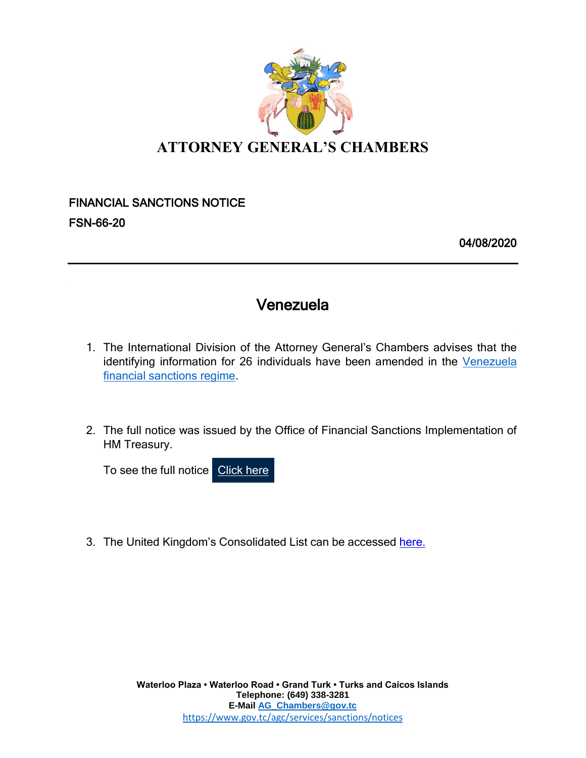# ATTORNEY GENERAL'S CHAMBERS

FINANCIAL SANCTIONS NOTICE

FSN-66-20

04/08/2020

## Venezuela

1. The International Division of the Attorney General's Chambers advises that the identifying information for 26 individuals have been amended in the Venezuela financial sanctions regime.

2. The full notice was issued by the Office of Financial Sanctions Implementation of HM Treasury.

   To see the full notice Click here

3. The United Kingdom's Consolidated List can be accessed here.

**Waterloo Plaza • Waterloo Road • Grand Turk • Turks and Caicos Islands**
**Telephone: (649) 338-3281**
**E-Mail AG_Chambers@gov.tc**
https://www.gov.tc/agc/services/sanctions/notices